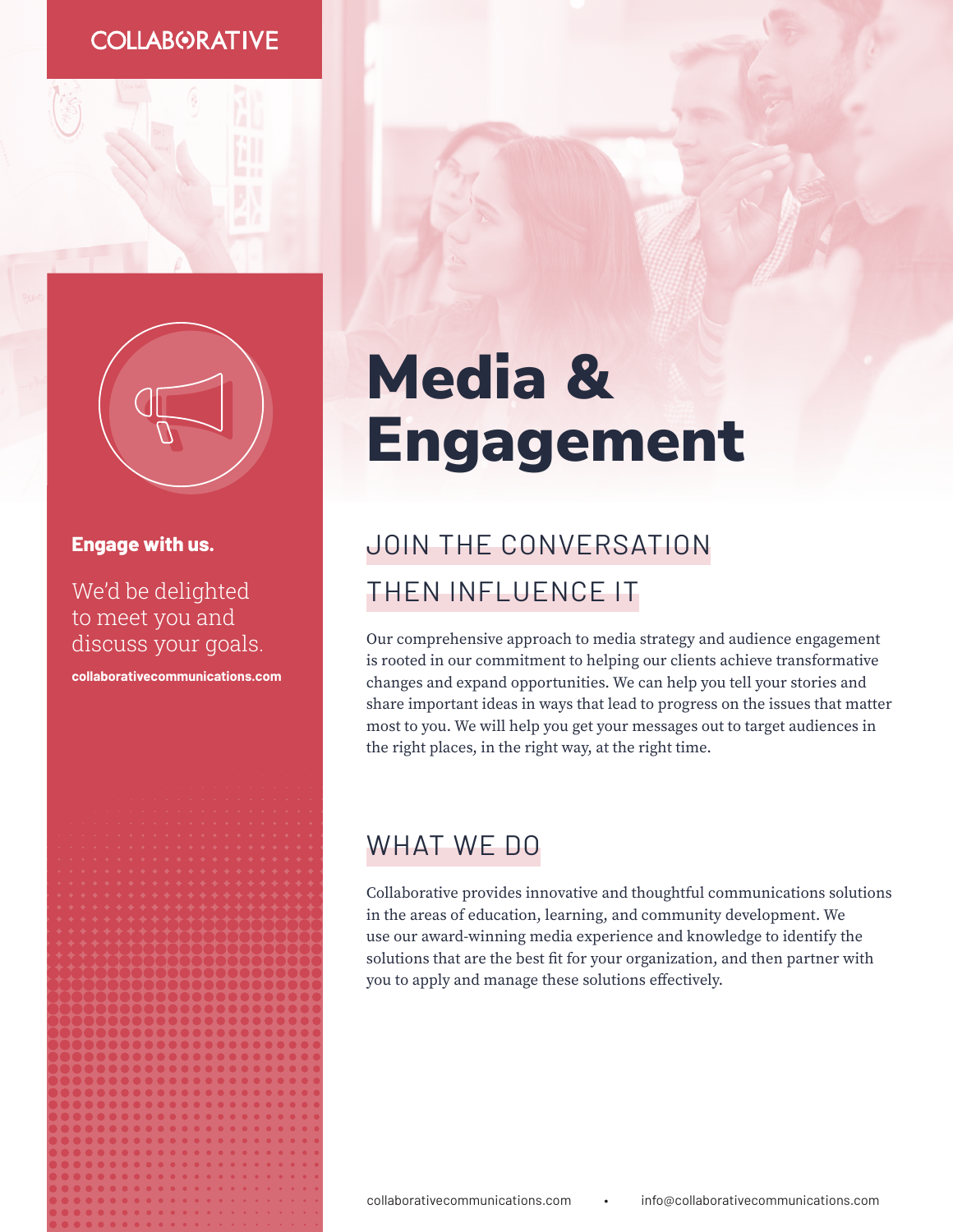COLLABORATIVE

# Media & Engagement

**Engage with us.**

We'd be delighted to meet you and discuss your goals.

**collaborativecommunications.com**

## JOIN THE CONVERSATION THEN INFLUENCE IT

Our comprehensive approach to media strategy and audience engagement is rooted in our commitment to helping our clients achieve transformative changes and expand opportunities. We can help you tell your stories and share important ideas in ways that lead to progress on the issues that matter most to you. We will help you get your messages out to target audiences in the right places, in the right way, at the right time.

## WHAT WE DO

Collaborative provides innovative and thoughtful communications solutions in the areas of education, learning, and community development. We use our award-winning media experience and knowledge to identify the solutions that are the best fit for your organization, and then partner with you to apply and manage these solutions effectively.

collaborativecommunications.com • info@collaborativecommunications.com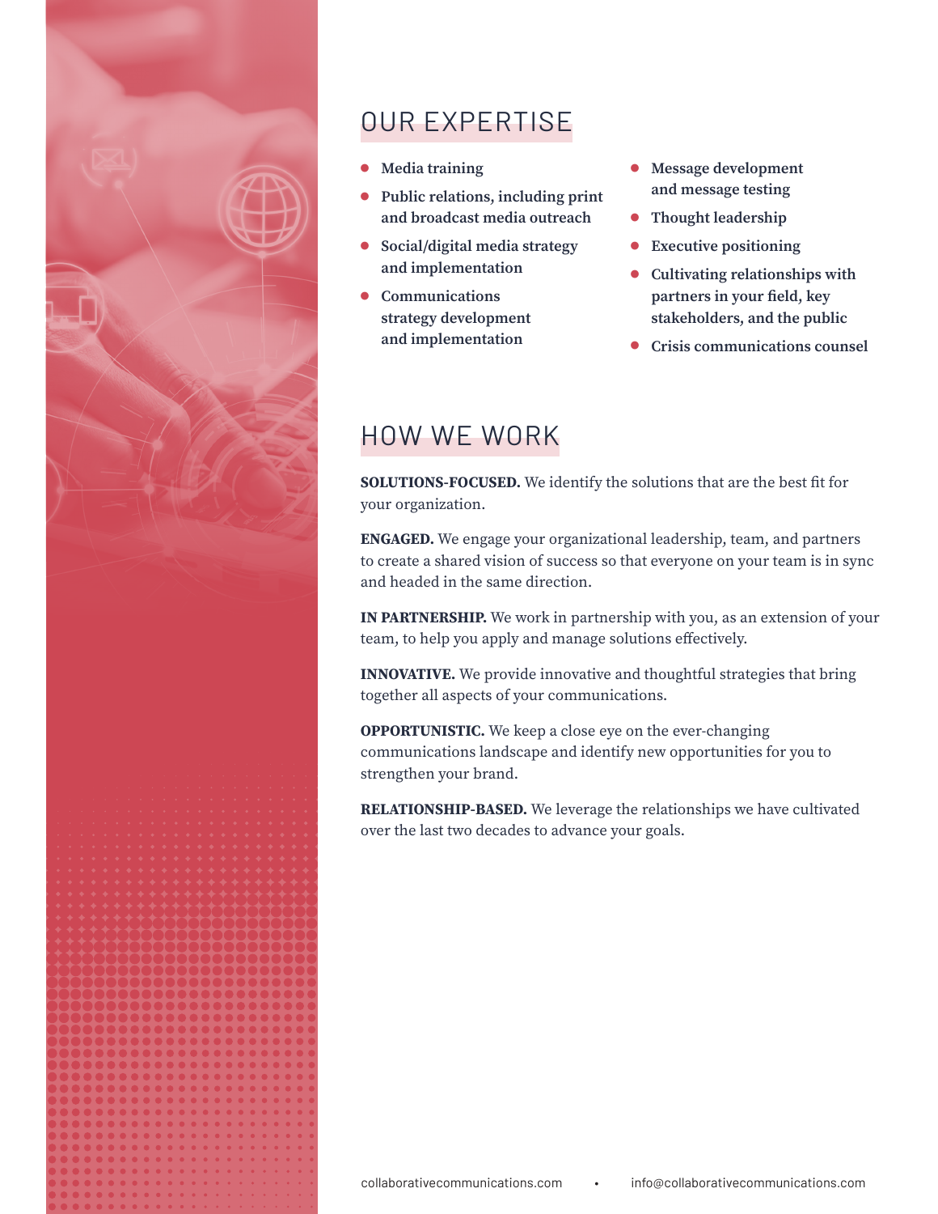## OUR EXPERTISE

- **Media training**
- **Public relations, including print and broadcast media outreach**
- **Social/digital media strategy and implementation**
- **Communications strategy development and implementation**
- **Message development and message testing**
- **Thought leadership**
- **Executive positioning**
- **Cultivating relationships with partners in your field, key stakeholders, and the public**
- **Crisis communications counsel**

## HOW WE WORK

**SOLUTIONS-FOCUSED.** We identify the solutions that are the best fit for your organization.

**ENGAGED.** We engage your organizational leadership, team, and partners to create a shared vision of success so that everyone on your team is in sync and headed in the same direction.

**IN PARTNERSHIP.** We work in partnership with you, as an extension of your team, to help you apply and manage solutions effectively.

**INNOVATIVE.** We provide innovative and thoughtful strategies that bring together all aspects of your communications.

**OPPORTUNISTIC.** We keep a close eye on the ever-changing communications landscape and identify new opportunities for you to strengthen your brand.

**RELATIONSHIP-BASED.** We leverage the relationships we have cultivated over the last two decades to advance your goals.

collaborativecommunications.com • info@collaborativecommunications.com